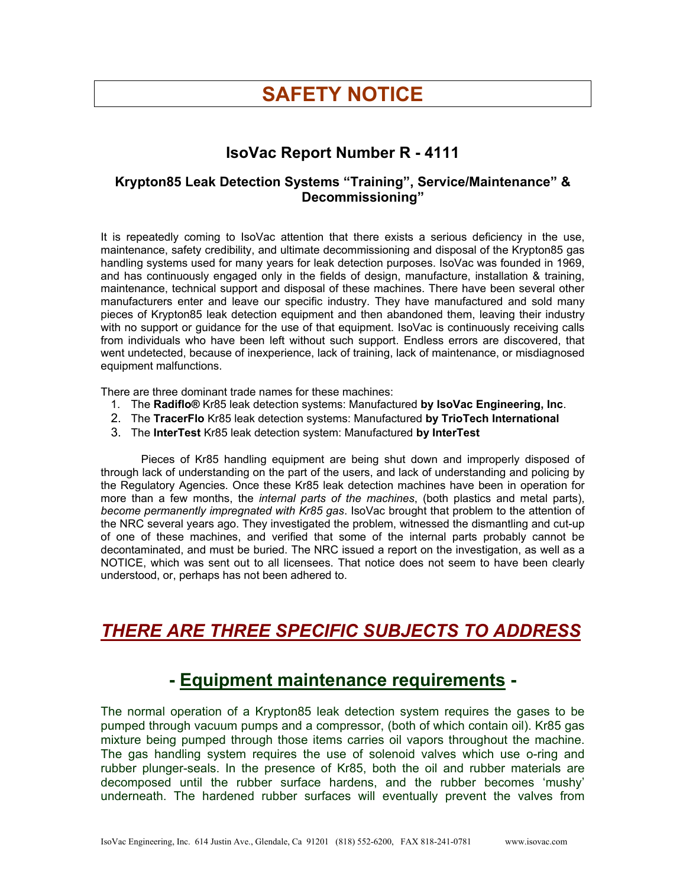# SAFETY NOTICE

## IsoVac Report Number R - 4111

### Krypton85 Leak Detection Systems "Training", Service/Maintenance" & Decommissioning"

It is repeatedly coming to IsoVac attention that there exists a serious deficiency in the use, maintenance, safety credibility, and ultimate decommissioning and disposal of the Krypton85 gas handling systems used for many years for leak detection purposes. IsoVac was founded in 1969, and has continuously engaged only in the fields of design, manufacture, installation & training, maintenance, technical support and disposal of these machines. There have been several other manufacturers enter and leave our specific industry. They have manufactured and sold many pieces of Krypton85 leak detection equipment and then abandoned them, leaving their industry with no support or guidance for the use of that equipment. IsoVac is continuously receiving calls from individuals who have been left without such support. Endless errors are discovered, that went undetected, because of inexperience, lack of training, lack of maintenance, or misdiagnosed equipment malfunctions.

There are three dominant trade names for these machines:

1. The **Radiflo®** Kr85 leak detection systems: Manufactured **by IsoVac Engineering, Inc**.
2. The **TracerFlo** Kr85 leak detection systems: Manufactured **by TrioTech International**
3. The **InterTest** Kr85 leak detection system: Manufactured **by InterTest**

Pieces of Kr85 handling equipment are being shut down and improperly disposed of through lack of understanding on the part of the users, and lack of understanding and policing by the Regulatory Agencies. Once these Kr85 leak detection machines have been in operation for more than a few months, the *internal parts of the machines*, (both plastics and metal parts), *become permanently impregnated with Kr85 gas*. IsoVac brought that problem to the attention of the NRC several years ago. They investigated the problem, witnessed the dismantling and cut-up of one of these machines, and verified that some of the internal parts probably cannot be decontaminated, and must be buried. The NRC issued a report on the investigation, as well as a NOTICE, which was sent out to all licensees. That notice does not seem to have been clearly understood, or, perhaps has not been adhered to.

## *THERE ARE THREE SPECIFIC SUBJECTS TO ADDRESS*

## - Equipment maintenance requirements -

The normal operation of a Krypton85 leak detection system requires the gases to be pumped through vacuum pumps and a compressor, (both of which contain oil). Kr85 gas mixture being pumped through those items carries oil vapors throughout the machine. The gas handling system requires the use of solenoid valves which use o-ring and rubber plunger-seals. In the presence of Kr85, both the oil and rubber materials are decomposed until the rubber surface hardens, and the rubber becomes 'mushy' underneath. The hardened rubber surfaces will eventually prevent the valves from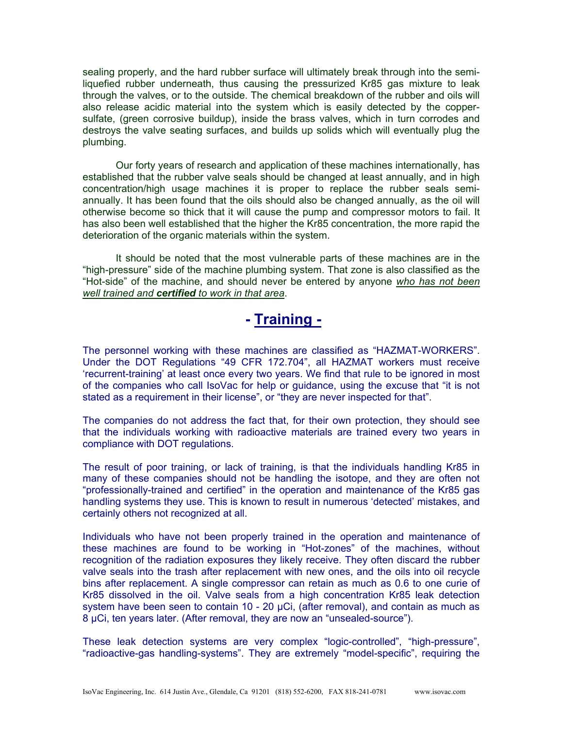sealing properly, and the hard rubber surface will ultimately break through into the semi-liquefied rubber underneath, thus causing the pressurized Kr85 gas mixture to leak through the valves, or to the outside. The chemical breakdown of the rubber and oils will also release acidic material into the system which is easily detected by the copper-sulfate, (green corrosive buildup), inside the brass valves, which in turn corrodes and destroys the valve seating surfaces, and builds up solids which will eventually plug the plumbing.

Our forty years of research and application of these machines internationally, has established that the rubber valve seals should be changed at least annually, and in high concentration/high usage machines it is proper to replace the rubber seals semi-annually. It has been found that the oils should also be changed annually, as the oil will otherwise become so thick that it will cause the pump and compressor motors to fail. It has also been well established that the higher the Kr85 concentration, the more rapid the deterioration of the organic materials within the system.

It should be noted that the most vulnerable parts of these machines are in the "high-pressure" side of the machine plumbing system. That zone is also classified as the "Hot-side" of the machine, and should never be entered by anyone *who has not been well trained and **certified** to work in that area*.

## - Training -

The personnel working with these machines are classified as "HAZMAT-WORKERS". Under the DOT Regulations "49 CFR 172.704", all HAZMAT workers must receive 'recurrent-training' at least once every two years. We find that rule to be ignored in most of the companies who call IsoVac for help or guidance, using the excuse that "it is not stated as a requirement in their license", or "they are never inspected for that".

The companies do not address the fact that, for their own protection, they should see that the individuals working with radioactive materials are trained every two years in compliance with DOT regulations.

The result of poor training, or lack of training, is that the individuals handling Kr85 in many of these companies should not be handling the isotope, and they are often not "professionally-trained and certified" in the operation and maintenance of the Kr85 gas handling systems they use. This is known to result in numerous 'detected' mistakes, and certainly others not recognized at all.

Individuals who have not been properly trained in the operation and maintenance of these machines are found to be working in "Hot-zones" of the machines, without recognition of the radiation exposures they likely receive. They often discard the rubber valve seals into the trash after replacement with new ones, and the oils into oil recycle bins after replacement. A single compressor can retain as much as 0.6 to one curie of Kr85 dissolved in the oil. Valve seals from a high concentration Kr85 leak detection system have been seen to contain 10 - 20 µCi, (after removal), and contain as much as 8 µCi, ten years later. (After removal, they are now an "unsealed-source").

These leak detection systems are very complex "logic-controlled", "high-pressure", "radioactive-gas handling-systems". They are extremely "model-specific", requiring the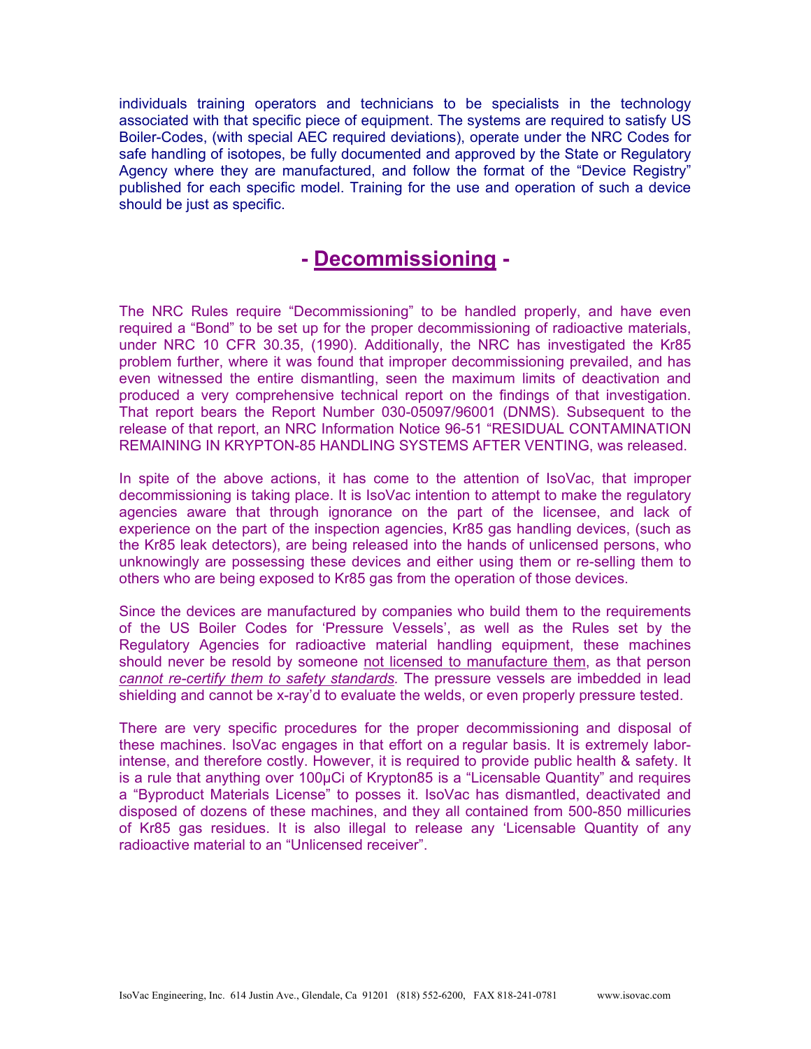individuals training operators and technicians to be specialists in the technology associated with that specific piece of equipment. The systems are required to satisfy US Boiler-Codes, (with special AEC required deviations), operate under the NRC Codes for safe handling of isotopes, be fully documented and approved by the State or Regulatory Agency where they are manufactured, and follow the format of the "Device Registry" published for each specific model. Training for the use and operation of such a device should be just as specific.

## - Decommissioning -

The NRC Rules require "Decommissioning" to be handled properly, and have even required a "Bond" to be set up for the proper decommissioning of radioactive materials, under NRC 10 CFR 30.35, (1990). Additionally, the NRC has investigated the Kr85 problem further, where it was found that improper decommissioning prevailed, and has even witnessed the entire dismantling, seen the maximum limits of deactivation and produced a very comprehensive technical report on the findings of that investigation. That report bears the Report Number 030-05097/96001 (DNMS). Subsequent to the release of that report, an NRC Information Notice 96-51 "RESIDUAL CONTAMINATION REMAINING IN KRYPTON-85 HANDLING SYSTEMS AFTER VENTING, was released.

In spite of the above actions, it has come to the attention of IsoVac, that improper decommissioning is taking place. It is IsoVac intention to attempt to make the regulatory agencies aware that through ignorance on the part of the licensee, and lack of experience on the part of the inspection agencies, Kr85 gas handling devices, (such as the Kr85 leak detectors), are being released into the hands of unlicensed persons, who unknowingly are possessing these devices and either using them or re-selling them to others who are being exposed to Kr85 gas from the operation of those devices.

Since the devices are manufactured by companies who build them to the requirements of the US Boiler Codes for 'Pressure Vessels', as well as the Rules set by the Regulatory Agencies for radioactive material handling equipment, these machines should never be resold by someone not licensed to manufacture them, as that person *cannot re-certify them to safety standards.* The pressure vessels are imbedded in lead shielding and cannot be x-ray'd to evaluate the welds, or even properly pressure tested.

There are very specific procedures for the proper decommissioning and disposal of these machines. IsoVac engages in that effort on a regular basis. It is extremely labor-intense, and therefore costly. However, it is required to provide public health & safety. It is a rule that anything over 100µCi of Krypton85 is a "Licensable Quantity" and requires a "Byproduct Materials License" to posses it. IsoVac has dismantled, deactivated and disposed of dozens of these machines, and they all contained from 500-850 millicuries of Kr85 gas residues. It is also illegal to release any 'Licensable Quantity of any radioactive material to an "Unlicensed receiver".